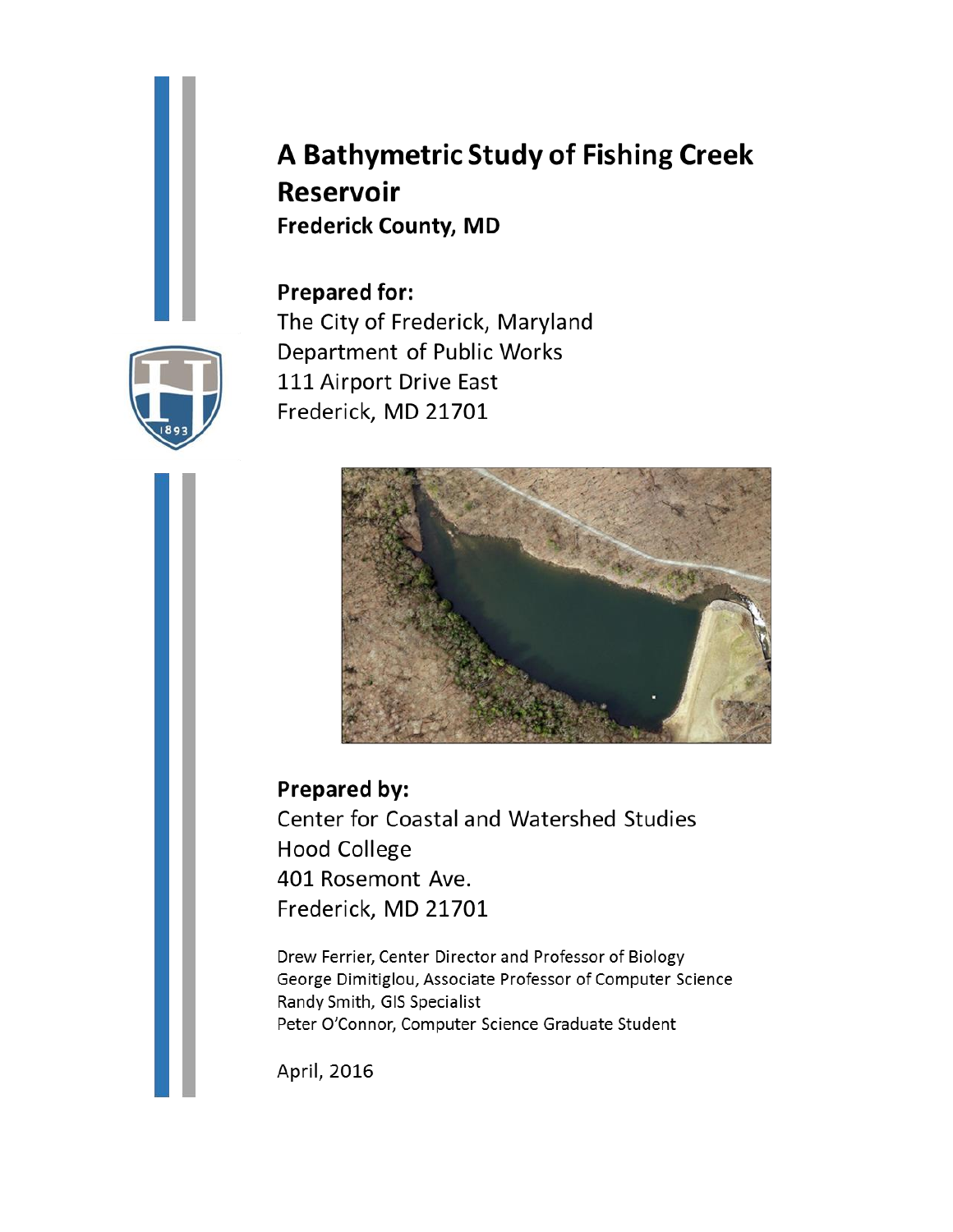# A Bathymetric Study of Fishing Creek Reservoir

**Frederick County, MD**

**Prepared for:**

The City of Frederick, Maryland
Department of Public Works
111 Airport Drive East
Frederick, MD 21701

**Prepared by:**

Center for Coastal and Watershed Studies
Hood College
401 Rosemont Ave.
Frederick, MD 21701

Drew Ferrier, Center Director and Professor of Biology
George Dimitiglou, Associate Professor of Computer Science
Randy Smith, GIS Specialist
Peter O'Connor, Computer Science Graduate Student

April, 2016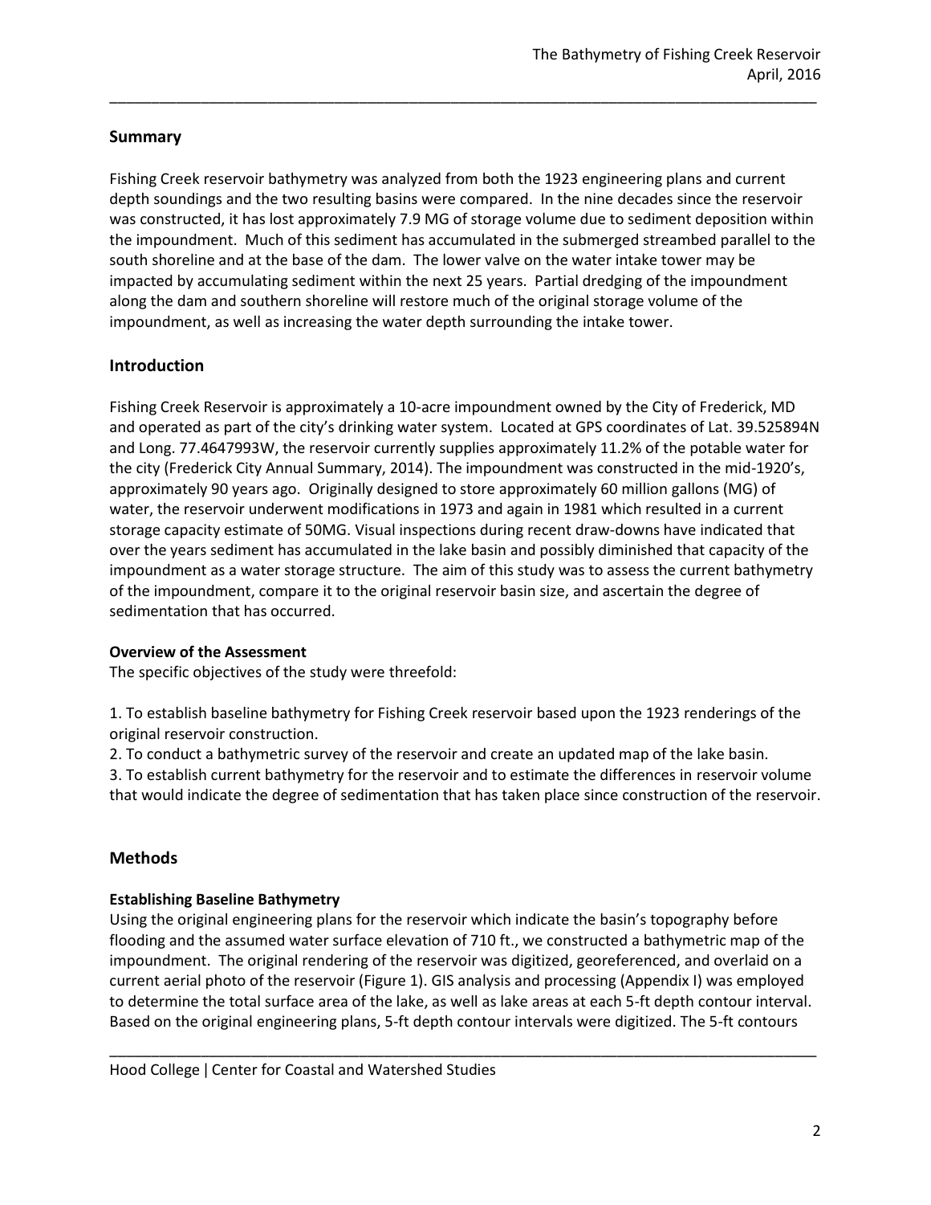## Summary

Fishing Creek reservoir bathymetry was analyzed from both the 1923 engineering plans and current depth soundings and the two resulting basins were compared. In the nine decades since the reservoir was constructed, it has lost approximately 7.9 MG of storage volume due to sediment deposition within the impoundment. Much of this sediment has accumulated in the submerged streambed parallel to the south shoreline and at the base of the dam. The lower valve on the water intake tower may be impacted by accumulating sediment within the next 25 years. Partial dredging of the impoundment along the dam and southern shoreline will restore much of the original storage volume of the impoundment, as well as increasing the water depth surrounding the intake tower.

## Introduction

Fishing Creek Reservoir is approximately a 10-acre impoundment owned by the City of Frederick, MD and operated as part of the city's drinking water system. Located at GPS coordinates of Lat. 39.525894N and Long. 77.4647993W, the reservoir currently supplies approximately 11.2% of the potable water for the city (Frederick City Annual Summary, 2014). The impoundment was constructed in the mid-1920's, approximately 90 years ago. Originally designed to store approximately 60 million gallons (MG) of water, the reservoir underwent modifications in 1973 and again in 1981 which resulted in a current storage capacity estimate of 50MG. Visual inspections during recent draw-downs have indicated that over the years sediment has accumulated in the lake basin and possibly diminished that capacity of the impoundment as a water storage structure. The aim of this study was to assess the current bathymetry of the impoundment, compare it to the original reservoir basin size, and ascertain the degree of sedimentation that has occurred.

### Overview of the Assessment

The specific objectives of the study were threefold:

1. To establish baseline bathymetry for Fishing Creek reservoir based upon the 1923 renderings of the original reservoir construction.
2. To conduct a bathymetric survey of the reservoir and create an updated map of the lake basin.
3. To establish current bathymetry for the reservoir and to estimate the differences in reservoir volume that would indicate the degree of sedimentation that has taken place since construction of the reservoir.

## Methods

### Establishing Baseline Bathymetry

Using the original engineering plans for the reservoir which indicate the basin's topography before flooding and the assumed water surface elevation of 710 ft., we constructed a bathymetric map of the impoundment. The original rendering of the reservoir was digitized, georeferenced, and overlaid on a current aerial photo of the reservoir (Figure 1). GIS analysis and processing (Appendix I) was employed to determine the total surface area of the lake, as well as lake areas at each 5-ft depth contour interval. Based on the original engineering plans, 5-ft depth contour intervals were digitized. The 5-ft contours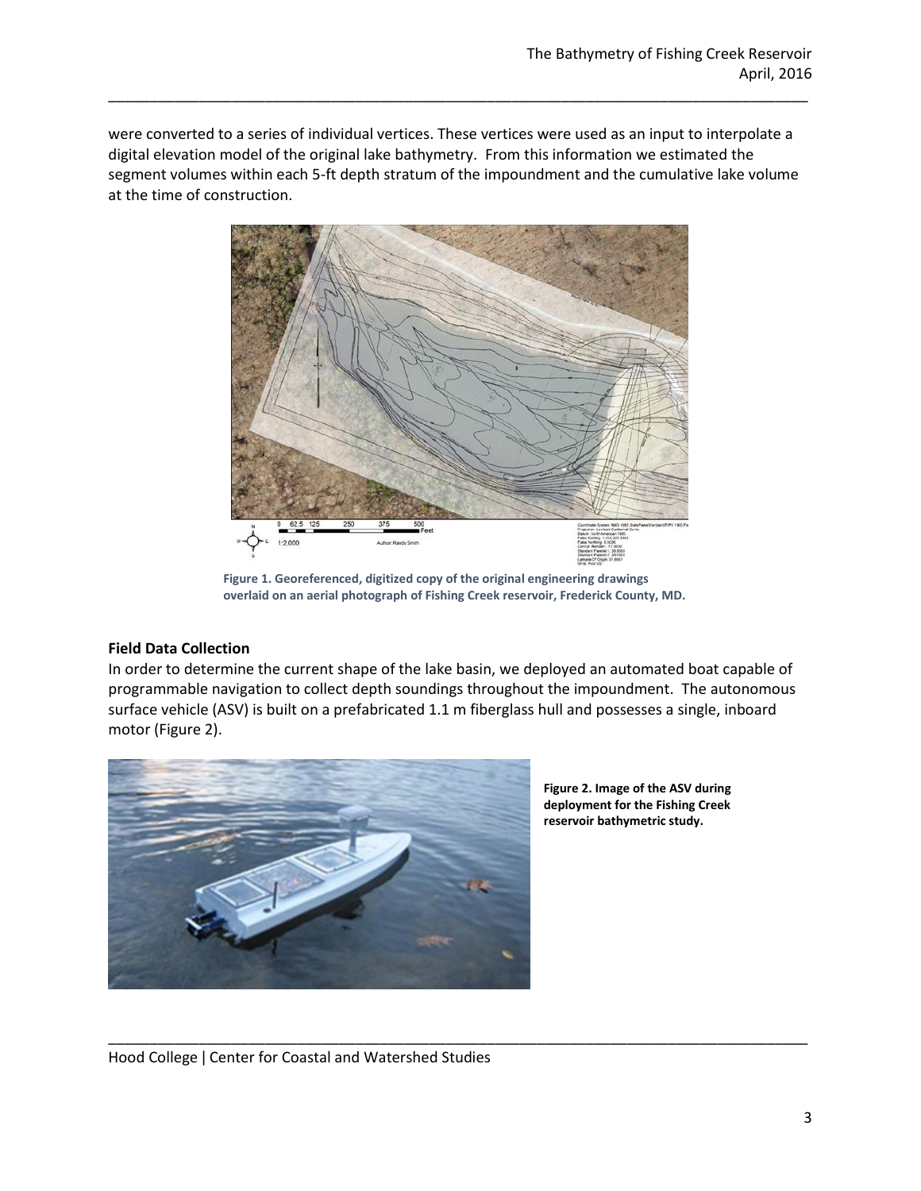were converted to a series of individual vertices. These vertices were used as an input to interpolate a digital elevation model of the original lake bathymetry. From this information we estimated the segment volumes within each 5-ft depth stratum of the impoundment and the cumulative lake volume at the time of construction.

**Figure 1. Georeferenced, digitized copy of the original engineering drawings overlaid on an aerial photograph of Fishing Creek reservoir, Frederick County, MD.**

### Field Data Collection

In order to determine the current shape of the lake basin, we deployed an automated boat capable of programmable navigation to collect depth soundings throughout the impoundment. The autonomous surface vehicle (ASV) is built on a prefabricated 1.1 m fiberglass hull and possesses a single, inboard motor (Figure 2).

**Figure 2. Image of the ASV during deployment for the Fishing Creek reservoir bathymetric study.**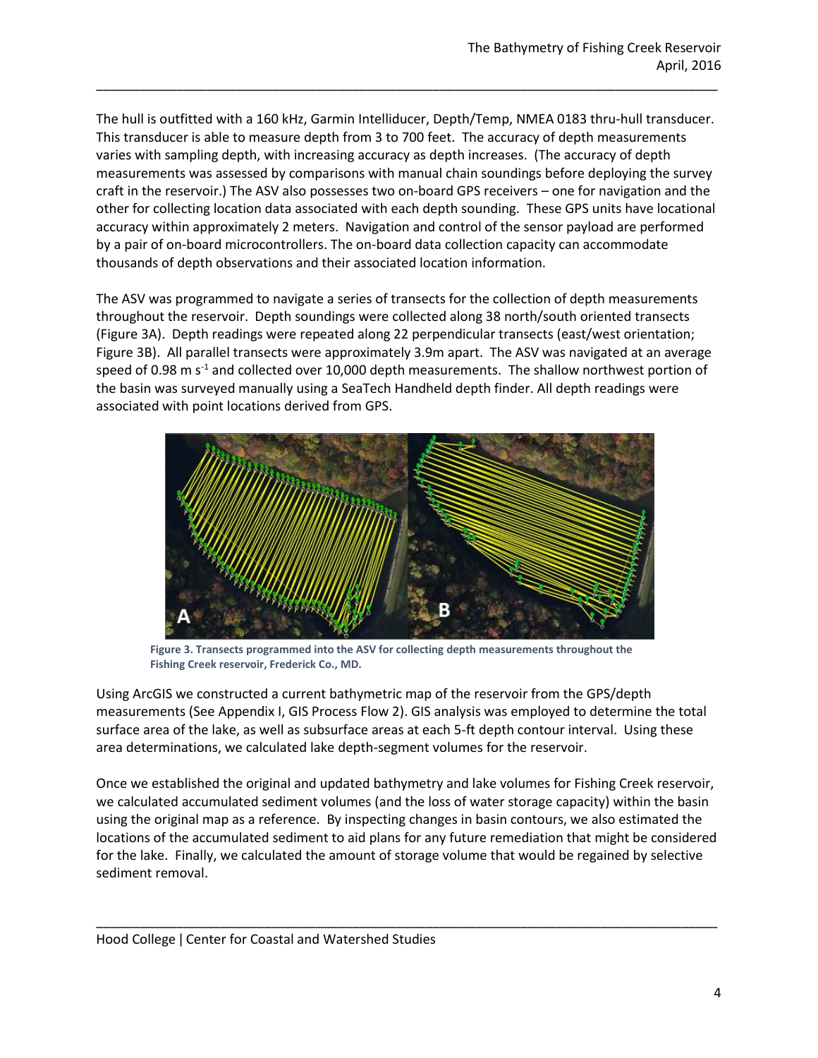The hull is outfitted with a 160 kHz, Garmin Intelliducer, Depth/Temp, NMEA 0183 thru-hull transducer. This transducer is able to measure depth from 3 to 700 feet. The accuracy of depth measurements varies with sampling depth, with increasing accuracy as depth increases. (The accuracy of depth measurements was assessed by comparisons with manual chain soundings before deploying the survey craft in the reservoir.) The ASV also possesses two on-board GPS receivers – one for navigation and the other for collecting location data associated with each depth sounding. These GPS units have locational accuracy within approximately 2 meters. Navigation and control of the sensor payload are performed by a pair of on-board microcontrollers. The on-board data collection capacity can accommodate thousands of depth observations and their associated location information.

The ASV was programmed to navigate a series of transects for the collection of depth measurements throughout the reservoir. Depth soundings were collected along 38 north/south oriented transects (Figure 3A). Depth readings were repeated along 22 perpendicular transects (east/west orientation; Figure 3B). All parallel transects were approximately 3.9m apart. The ASV was navigated at an average speed of 0.98 m $s^{-1}$ and collected over 10,000 depth measurements. The shallow northwest portion of the basin was surveyed manually using a SeaTech Handheld depth finder. All depth readings were associated with point locations derived from GPS.

**Figure 3. Transects programmed into the ASV for collecting depth measurements throughout the Fishing Creek reservoir, Frederick Co., MD.**

Using ArcGIS we constructed a current bathymetric map of the reservoir from the GPS/depth measurements (See Appendix I, GIS Process Flow 2). GIS analysis was employed to determine the total surface area of the lake, as well as subsurface areas at each 5-ft depth contour interval. Using these area determinations, we calculated lake depth-segment volumes for the reservoir.

Once we established the original and updated bathymetry and lake volumes for Fishing Creek reservoir, we calculated accumulated sediment volumes (and the loss of water storage capacity) within the basin using the original map as a reference. By inspecting changes in basin contours, we also estimated the locations of the accumulated sediment to aid plans for any future remediation that might be considered for the lake. Finally, we calculated the amount of storage volume that would be regained by selective sediment removal.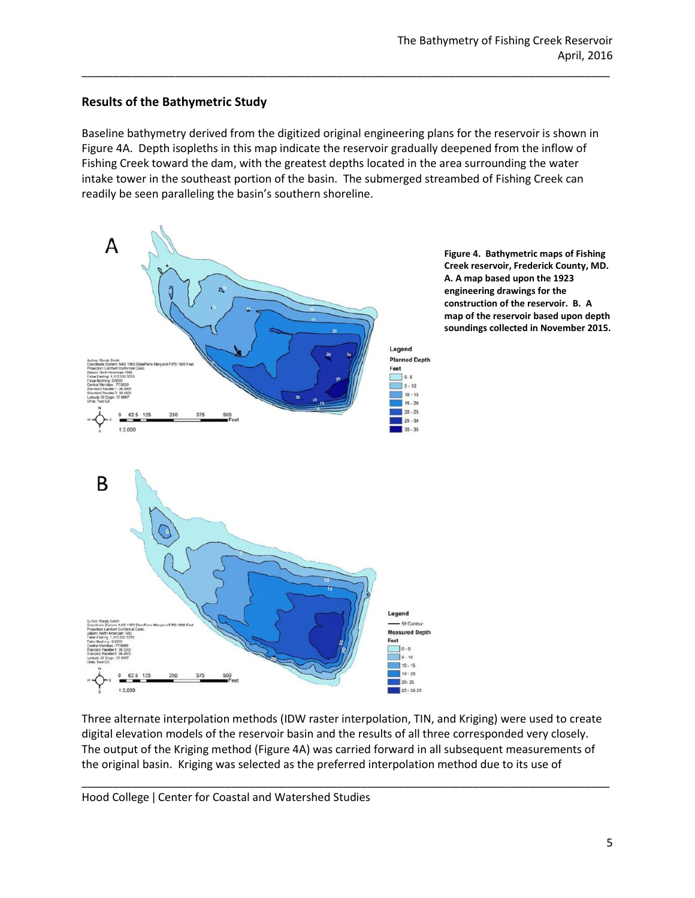## Results of the Bathymetric Study

Baseline bathymetry derived from the digitized original engineering plans for the reservoir is shown in Figure 4A. Depth isopleths in this map indicate the reservoir gradually deepened from the inflow of Fishing Creek toward the dam, with the greatest depths located in the area surrounding the water intake tower in the southeast portion of the basin. The submerged streambed of Fishing Creek can readily be seen paralleling the basin's southern shoreline.

**Figure 4. Bathymetric maps of Fishing Creek reservoir, Frederick County, MD. A. A map based upon the 1923 engineering drawings for the construction of the reservoir. B. A map of the reservoir based upon depth soundings collected in November 2015.**

Three alternate interpolation methods (IDW raster interpolation, TIN, and Kriging) were used to create digital elevation models of the reservoir basin and the results of all three corresponded very closely. The output of the Kriging method (Figure 4A) was carried forward in all subsequent measurements of the original basin. Kriging was selected as the preferred interpolation method due to its use of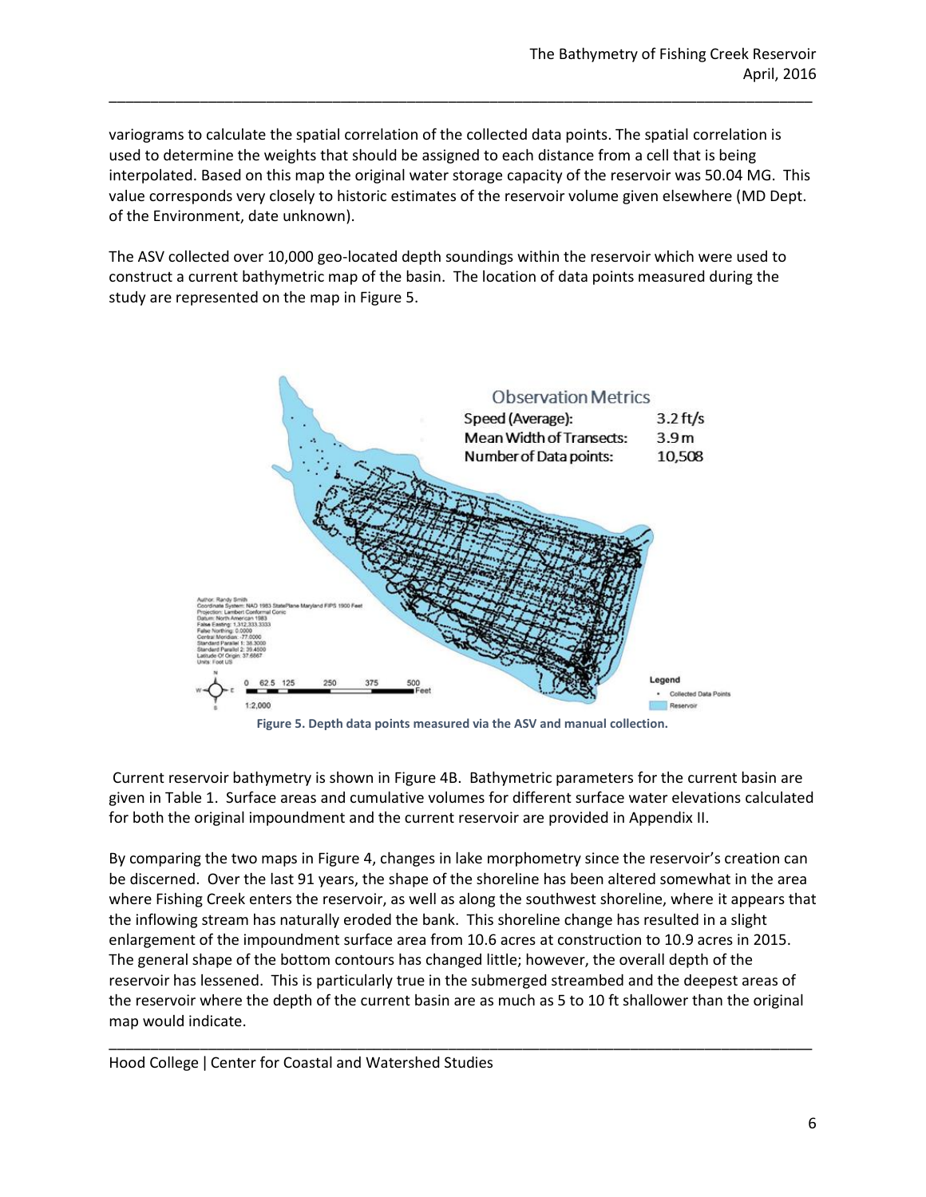variograms to calculate the spatial correlation of the collected data points. The spatial correlation is used to determine the weights that should be assigned to each distance from a cell that is being interpolated. Based on this map the original water storage capacity of the reservoir was 50.04 MG. This value corresponds very closely to historic estimates of the reservoir volume given elsewhere (MD Dept. of the Environment, date unknown).

The ASV collected over 10,000 geo-located depth soundings within the reservoir which were used to construct a current bathymetric map of the basin. The location of data points measured during the study are represented on the map in Figure 5.

Figure 5. Depth data points measured via the ASV and manual collection.

Current reservoir bathymetry is shown in Figure 4B. Bathymetric parameters for the current basin are given in Table 1. Surface areas and cumulative volumes for different surface water elevations calculated for both the original impoundment and the current reservoir are provided in Appendix II.

By comparing the two maps in Figure 4, changes in lake morphometry since the reservoir's creation can be discerned. Over the last 91 years, the shape of the shoreline has been altered somewhat in the area where Fishing Creek enters the reservoir, as well as along the southwest shoreline, where it appears that the inflowing stream has naturally eroded the bank. This shoreline change has resulted in a slight enlargement of the impoundment surface area from 10.6 acres at construction to 10.9 acres in 2015. The general shape of the bottom contours has changed little; however, the overall depth of the reservoir has lessened. This is particularly true in the submerged streambed and the deepest areas of the reservoir where the depth of the current basin are as much as 5 to 10 ft shallower than the original map would indicate.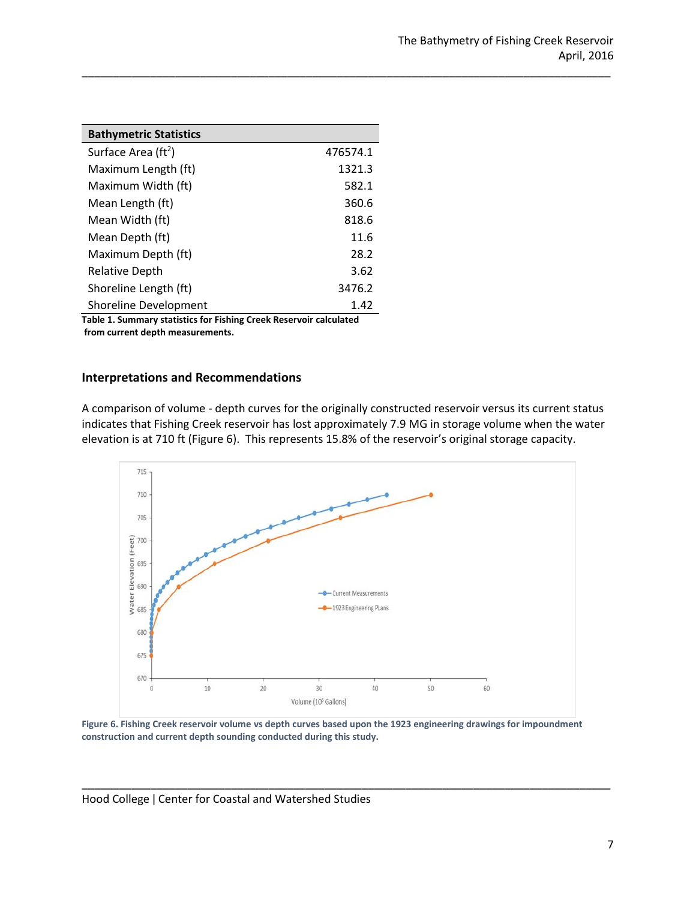| Bathymetric Statistics | |
|---|---|
| Surface Area ($ft^2$) | 476574.1 |
| Maximum Length (ft) | 1321.3 |
| Maximum Width (ft) | 582.1 |
| Mean Length (ft) | 360.6 |
| Mean Width (ft) | 818.6 |
| Mean Depth (ft) | 11.6 |
| Maximum Depth (ft) | 28.2 |
| Relative Depth | 3.62 |
| Shoreline Length (ft) | 3476.2 |
| Shoreline Development | 1.42 |

**Table 1. Summary statistics for Fishing Creek Reservoir calculated from current depth measurements.**

## Interpretations and Recommendations

A comparison of volume - depth curves for the originally constructed reservoir versus its current status indicates that Fishing Creek reservoir has lost approximately 7.9 MG in storage volume when the water elevation is at 710 ft (Figure 6). This represents 15.8% of the reservoir's original storage capacity.

**Figure 6. Fishing Creek reservoir volume vs depth curves based upon the 1923 engineering drawings for impoundment construction and current depth sounding conducted during this study.**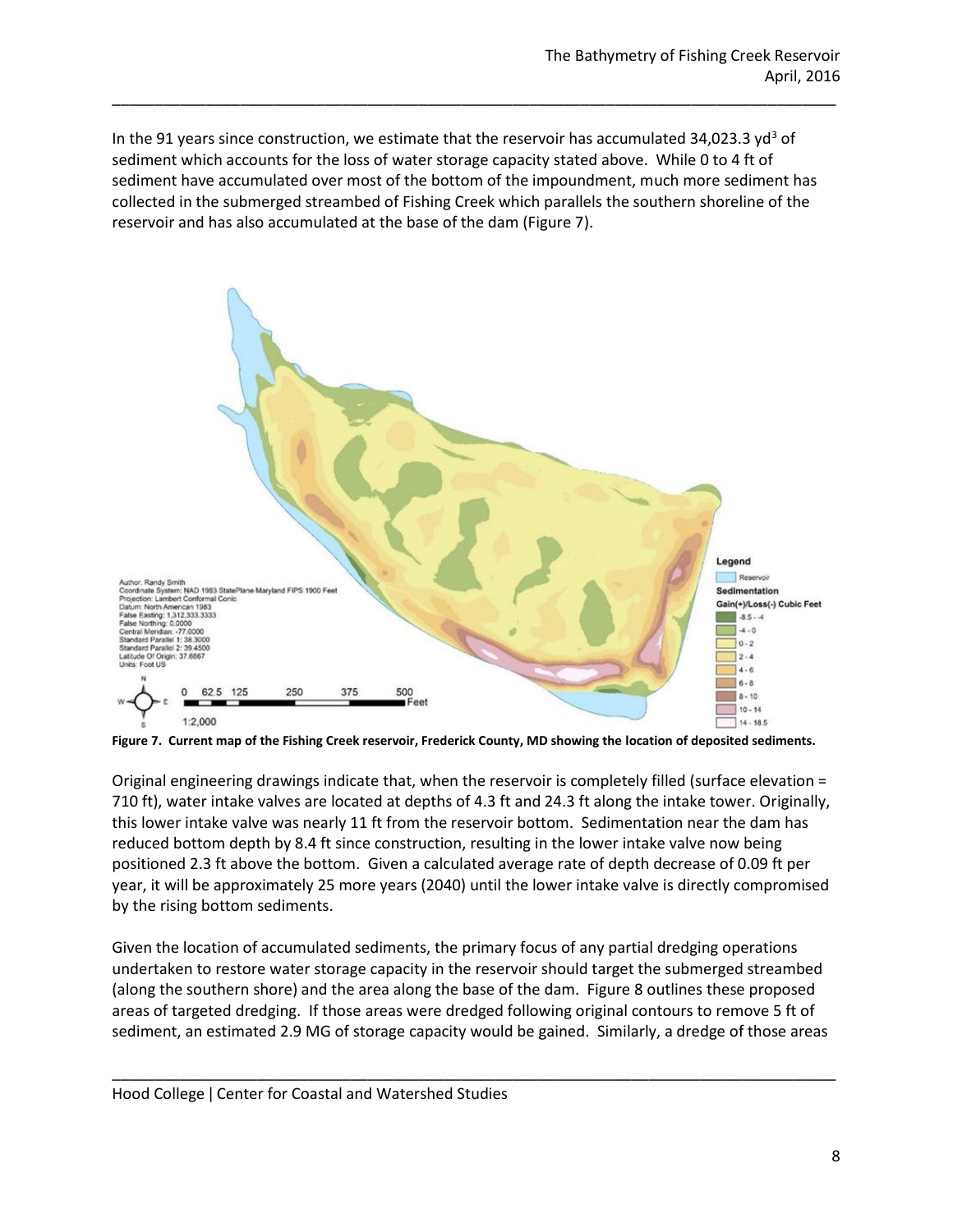In the 91 years since construction, we estimate that the reservoir has accumulated 34,023.3 $yd^3$ of sediment which accounts for the loss of water storage capacity stated above. While 0 to 4 ft of sediment have accumulated over most of the bottom of the impoundment, much more sediment has collected in the submerged streambed of Fishing Creek which parallels the southern shoreline of the reservoir and has also accumulated at the base of the dam (Figure 7).

**Figure 7. Current map of the Fishing Creek reservoir, Frederick County, MD showing the location of deposited sediments.**

Original engineering drawings indicate that, when the reservoir is completely filled (surface elevation = 710 ft), water intake valves are located at depths of 4.3 ft and 24.3 ft along the intake tower. Originally, this lower intake valve was nearly 11 ft from the reservoir bottom. Sedimentation near the dam has reduced bottom depth by 8.4 ft since construction, resulting in the lower intake valve now being positioned 2.3 ft above the bottom. Given a calculated average rate of depth decrease of 0.09 ft per year, it will be approximately 25 more years (2040) until the lower intake valve is directly compromised by the rising bottom sediments.

Given the location of accumulated sediments, the primary focus of any partial dredging operations undertaken to restore water storage capacity in the reservoir should target the submerged streambed (along the southern shore) and the area along the base of the dam. Figure 8 outlines these proposed areas of targeted dredging. If those areas were dredged following original contours to remove 5 ft of sediment, an estimated 2.9 MG of storage capacity would be gained. Similarly, a dredge of those areas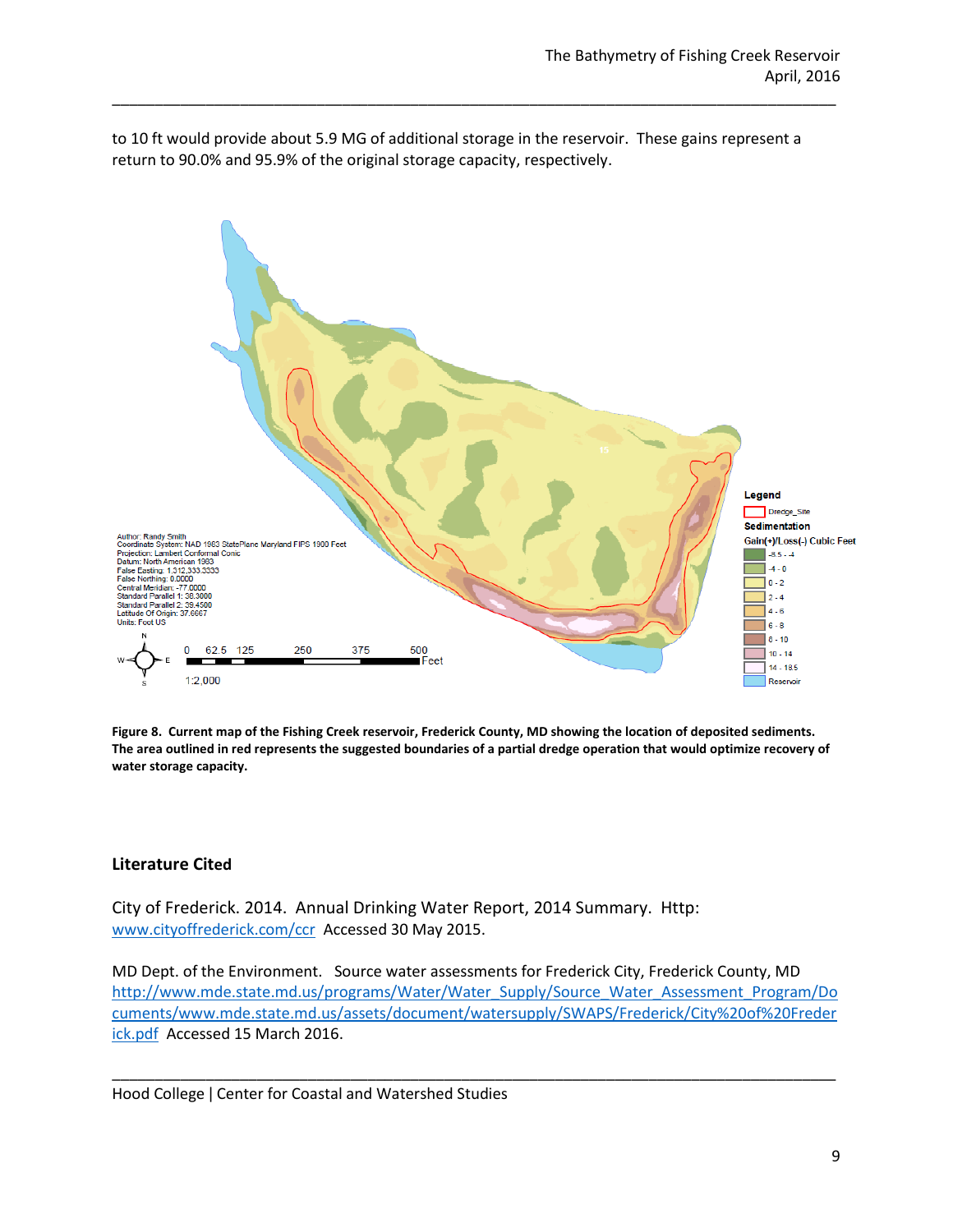to 10 ft would provide about 5.9 MG of additional storage in the reservoir. These gains represent a return to 90.0% and 95.9% of the original storage capacity, respectively.

**Figure 8. Current map of the Fishing Creek reservoir, Frederick County, MD showing the location of deposited sediments. The area outlined in red represents the suggested boundaries of a partial dredge operation that would optimize recovery of water storage capacity.**

## Literature Cited

City of Frederick. 2014. Annual Drinking Water Report, 2014 Summary. Http: www.cityoffrederick.com/ccr Accessed 30 May 2015.

MD Dept. of the Environment. Source water assessments for Frederick City, Frederick County, MD http://www.mde.state.md.us/programs/Water/Water_Supply/Source_Water_Assessment_Program/Documents/www.mde.state.md.us/assets/document/watersupply/SWAPS/Frederick/City%20of%20Frederick.pdf Accessed 15 March 2016.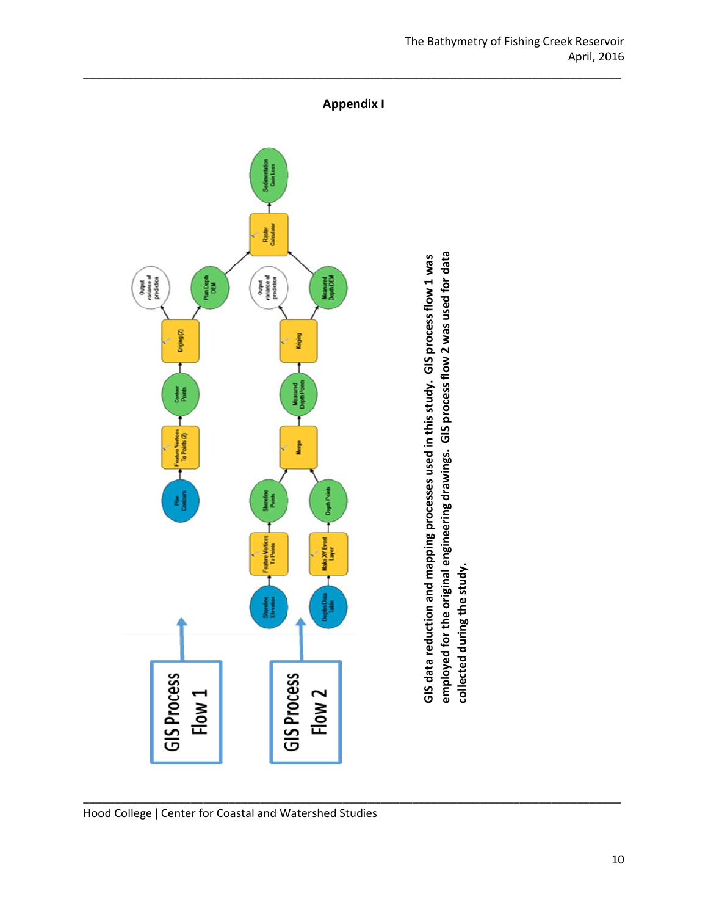## Appendix I

GIS Process Flow 1

GIS Process Flow 2

GIS data reduction and mapping processes used in this study. GIS process flow 1 was employed for the original engineering drawings. GIS process flow 2 was used for data collected during the study.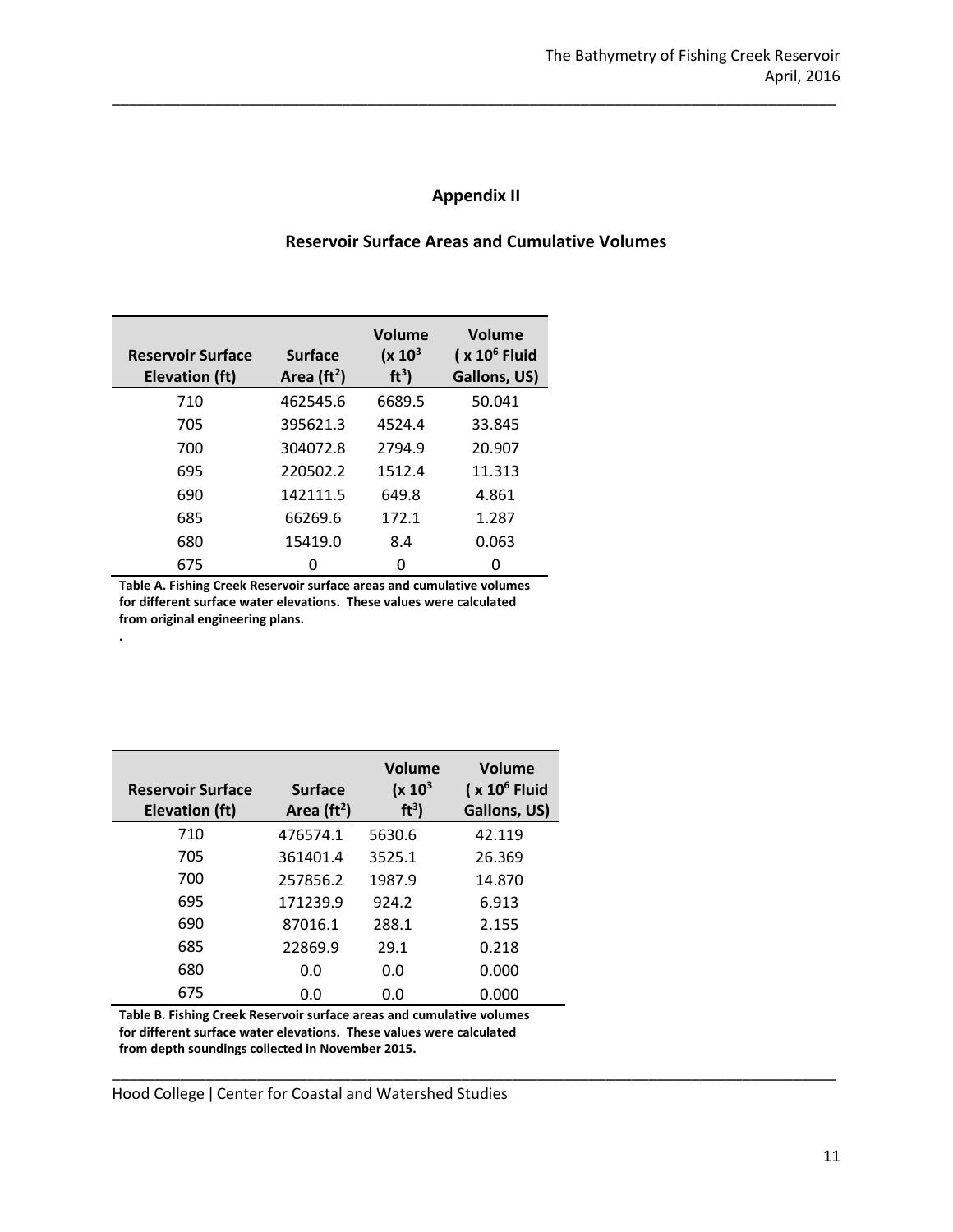## Appendix II

### Reservoir Surface Areas and Cumulative Volumes

| Reservoir Surface Elevation (ft) | Surface Area ($ft^2$) | Volume ($x\ 10^3\ ft^3$) | Volume ( $x\ 10^6$ Fluid Gallons, US) |
|---|---|---|---|
| 710 | 462545.6 | 6689.5 | 50.041 |
| 705 | 395621.3 | 4524.4 | 33.845 |
| 700 | 304072.8 | 2794.9 | 20.907 |
| 695 | 220502.2 | 1512.4 | 11.313 |
| 690 | 142111.5 | 649.8 | 4.861 |
| 685 | 66269.6 | 172.1 | 1.287 |
| 680 | 15419.0 | 8.4 | 0.063 |
| 675 | 0 | 0 | 0 |

**Table A. Fishing Creek Reservoir surface areas and cumulative volumes for different surface water elevations. These values were calculated from original engineering plans.**

.

| Reservoir Surface Elevation (ft) | Surface Area ($ft^2$) | Volume ($x\ 10^3\ ft^3$) | Volume ( $x\ 10^6$ Fluid Gallons, US) |
|---|---|---|---|
| 710 | 476574.1 | 5630.6 | 42.119 |
| 705 | 361401.4 | 3525.1 | 26.369 |
| 700 | 257856.2 | 1987.9 | 14.870 |
| 695 | 171239.9 | 924.2 | 6.913 |
| 690 | 87016.1 | 288.1 | 2.155 |
| 685 | 22869.9 | 29.1 | 0.218 |
| 680 | 0.0 | 0.0 | 0.000 |
| 675 | 0.0 | 0.0 | 0.000 |

**Table B. Fishing Creek Reservoir surface areas and cumulative volumes for different surface water elevations. These values were calculated from depth soundings collected in November 2015.**